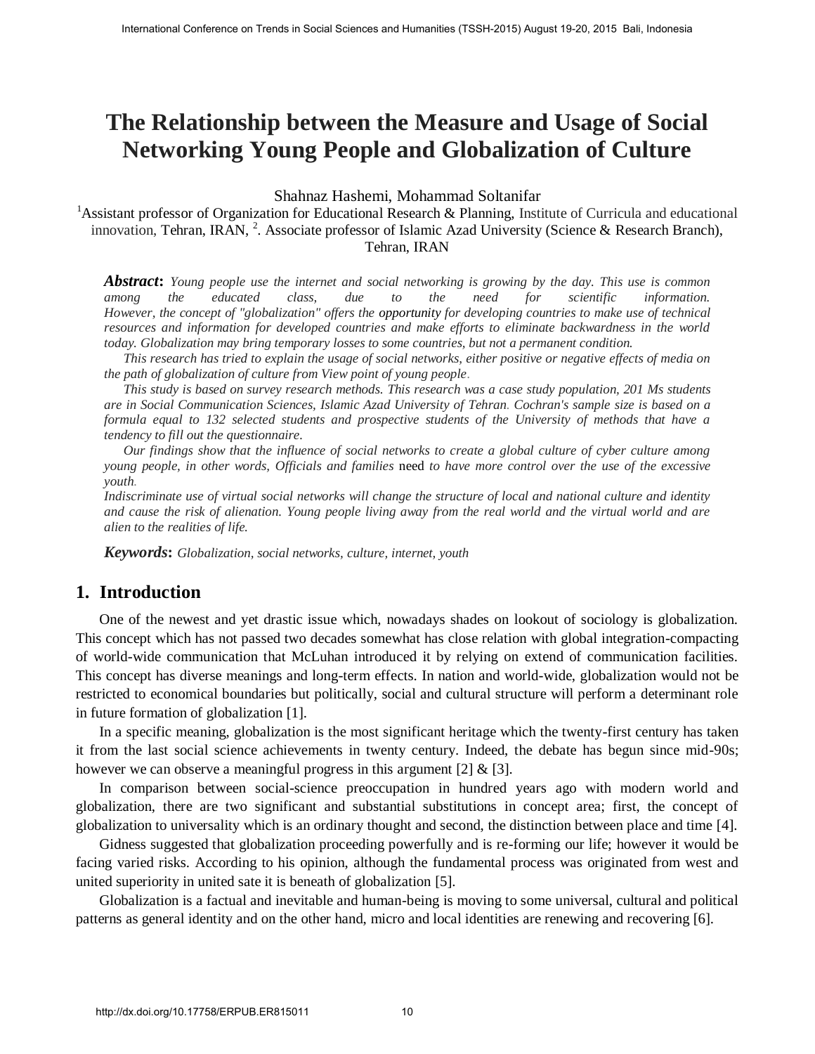# The Relationship between the Measure and Usage of Social Networking Young People and Globalization of Culture

Shahnaz Hashemi, Mohammad Soltanifar

[1]Assistant professor of Organization for Educational Research & Planning, Institute of Curricula and educational innovation, Tehran, IRAN, [2]. Associate professor of Islamic Azad University (Science & Research Branch), Tehran, IRAN

***Abstract*:** *Young people use the internet and social networking is growing by the day. This use is common among the educated class, due to the need for scientific information. However, the concept of "globalization" offers the opportunity for developing countries to make use of technical resources and information for developed countries and make efforts to eliminate backwardness in the world today. Globalization may bring temporary losses to some countries, but not a permanent condition.*

*This research has tried to explain the usage of social networks, either positive or negative effects of media on the path of globalization of culture from View point of young people.*

*This study is based on survey research methods. This research was a case study population, 201 Ms students are in Social Communication Sciences, Islamic Azad University of Tehran. Cochran's sample size is based on a formula equal to 132 selected students and prospective students of the University of methods that have a tendency to fill out the questionnaire.*

*Our findings show that the influence of social networks to create a global culture of cyber culture among young people, in other words, Officials and families* need *to have more control over the use of the excessive youth.*

*Indiscriminate use of virtual social networks will change the structure of local and national culture and identity and cause the risk of alienation. Young people living away from the real world and the virtual world and are alien to the realities of life.*

***Keywords*:** *Globalization, social networks, culture, internet, youth*

## 1. Introduction

One of the newest and yet drastic issue which, nowadays shades on lookout of sociology is globalization. This concept which has not passed two decades somewhat has close relation with global integration-compacting of world-wide communication that McLuhan introduced it by relying on extend of communication facilities. This concept has diverse meanings and long-term effects. In nation and world-wide, globalization would not be restricted to economical boundaries but politically, social and cultural structure will perform a determinant role in future formation of globalization [1].

In a specific meaning, globalization is the most significant heritage which the twenty-first century has taken it from the last social science achievements in twenty century. Indeed, the debate has begun since mid-90s; however we can observe a meaningful progress in this argument [2] & [3].

In comparison between social-science preoccupation in hundred years ago with modern world and globalization, there are two significant and substantial substitutions in concept area; first, the concept of globalization to universality which is an ordinary thought and second, the distinction between place and time [4].

Gidness suggested that globalization proceeding powerfully and is re-forming our life; however it would be facing varied risks. According to his opinion, although the fundamental process was originated from west and united superiority in united sate it is beneath of globalization [5].

Globalization is a factual and inevitable and human-being is moving to some universal, cultural and political patterns as general identity and on the other hand, micro and local identities are renewing and recovering [6].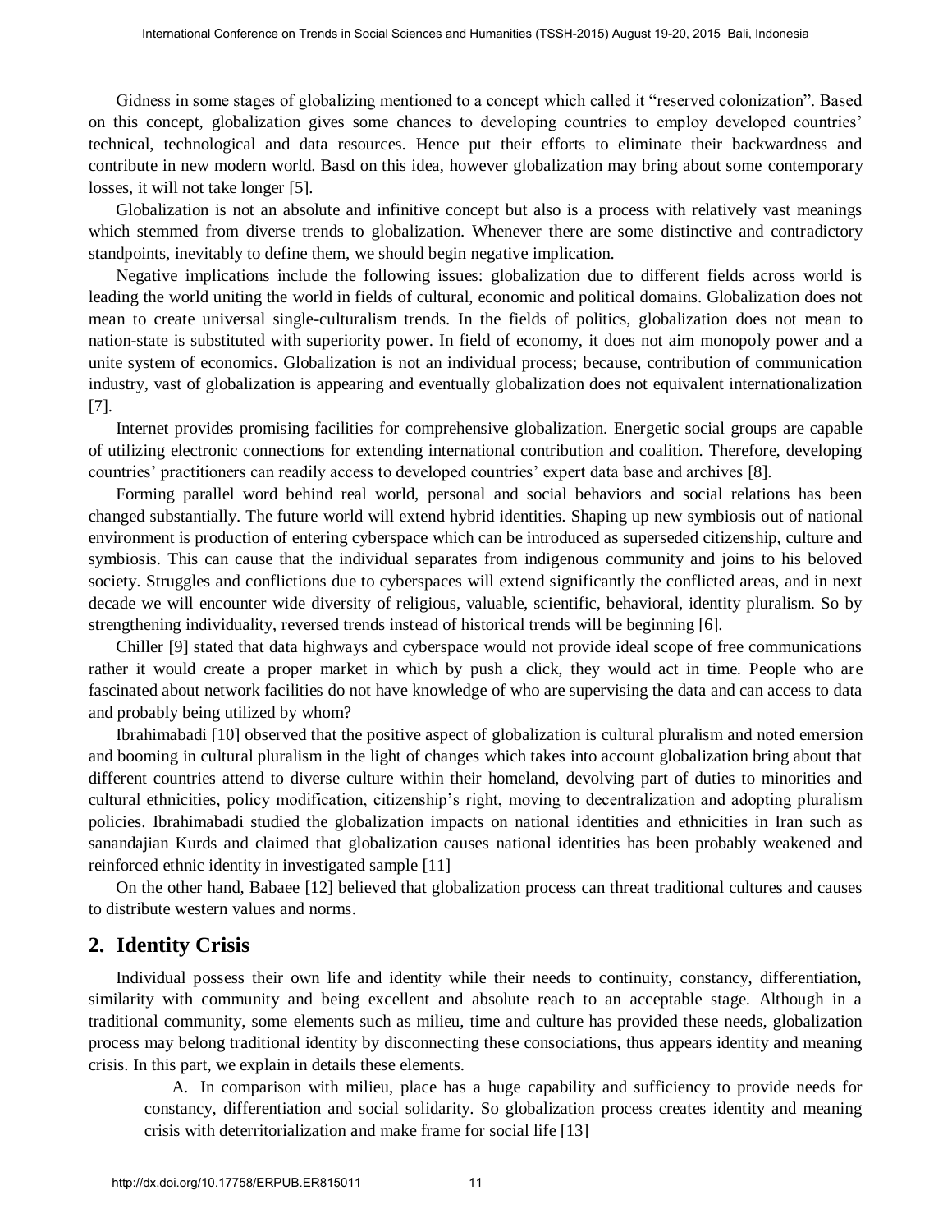Gidness in some stages of globalizing mentioned to a concept which called it "reserved colonization". Based on this concept, globalization gives some chances to developing countries to employ developed countries' technical, technological and data resources. Hence put their efforts to eliminate their backwardness and contribute in new modern world. Basd on this idea, however globalization may bring about some contemporary losses, it will not take longer [5].

Globalization is not an absolute and infinitive concept but also is a process with relatively vast meanings which stemmed from diverse trends to globalization. Whenever there are some distinctive and contradictory standpoints, inevitably to define them, we should begin negative implication.

Negative implications include the following issues: globalization due to different fields across world is leading the world uniting the world in fields of cultural, economic and political domains. Globalization does not mean to create universal single-culturalism trends. In the fields of politics, globalization does not mean to nation-state is substituted with superiority power. In field of economy, it does not aim monopoly power and a unite system of economics. Globalization is not an individual process; because, contribution of communication industry, vast of globalization is appearing and eventually globalization does not equivalent internationalization [7].

Internet provides promising facilities for comprehensive globalization. Energetic social groups are capable of utilizing electronic connections for extending international contribution and coalition. Therefore, developing countries' practitioners can readily access to developed countries' expert data base and archives [8].

Forming parallel word behind real world, personal and social behaviors and social relations has been changed substantially. The future world will extend hybrid identities. Shaping up new symbiosis out of national environment is production of entering cyberspace which can be introduced as superseded citizenship, culture and symbiosis. This can cause that the individual separates from indigenous community and joins to his beloved society. Struggles and conflictions due to cyberspaces will extend significantly the conflicted areas, and in next decade we will encounter wide diversity of religious, valuable, scientific, behavioral, identity pluralism. So by strengthening individuality, reversed trends instead of historical trends will be beginning [6].

Chiller [9] stated that data highways and cyberspace would not provide ideal scope of free communications rather it would create a proper market in which by push a click, they would act in time. People who are fascinated about network facilities do not have knowledge of who are supervising the data and can access to data and probably being utilized by whom?

Ibrahimabadi [10] observed that the positive aspect of globalization is cultural pluralism and noted emersion and booming in cultural pluralism in the light of changes which takes into account globalization bring about that different countries attend to diverse culture within their homeland, devolving part of duties to minorities and cultural ethnicities, policy modification, citizenship's right, moving to decentralization and adopting pluralism policies. Ibrahimabadi studied the globalization impacts on national identities and ethnicities in Iran such as sanandajian Kurds and claimed that globalization causes national identities has been probably weakened and reinforced ethnic identity in investigated sample [11]

On the other hand, Babaee [12] believed that globalization process can threat traditional cultures and causes to distribute western values and norms.

## 2. Identity Crisis

Individual possess their own life and identity while their needs to continuity, constancy, differentiation, similarity with community and being excellent and absolute reach to an acceptable stage. Although in a traditional community, some elements such as milieu, time and culture has provided these needs, globalization process may belong traditional identity by disconnecting these consociations, thus appears identity and meaning crisis. In this part, we explain in details these elements.

A. In comparison with milieu, place has a huge capability and sufficiency to provide needs for constancy, differentiation and social solidarity. So globalization process creates identity and meaning crisis with deterritorialization and make frame for social life [13]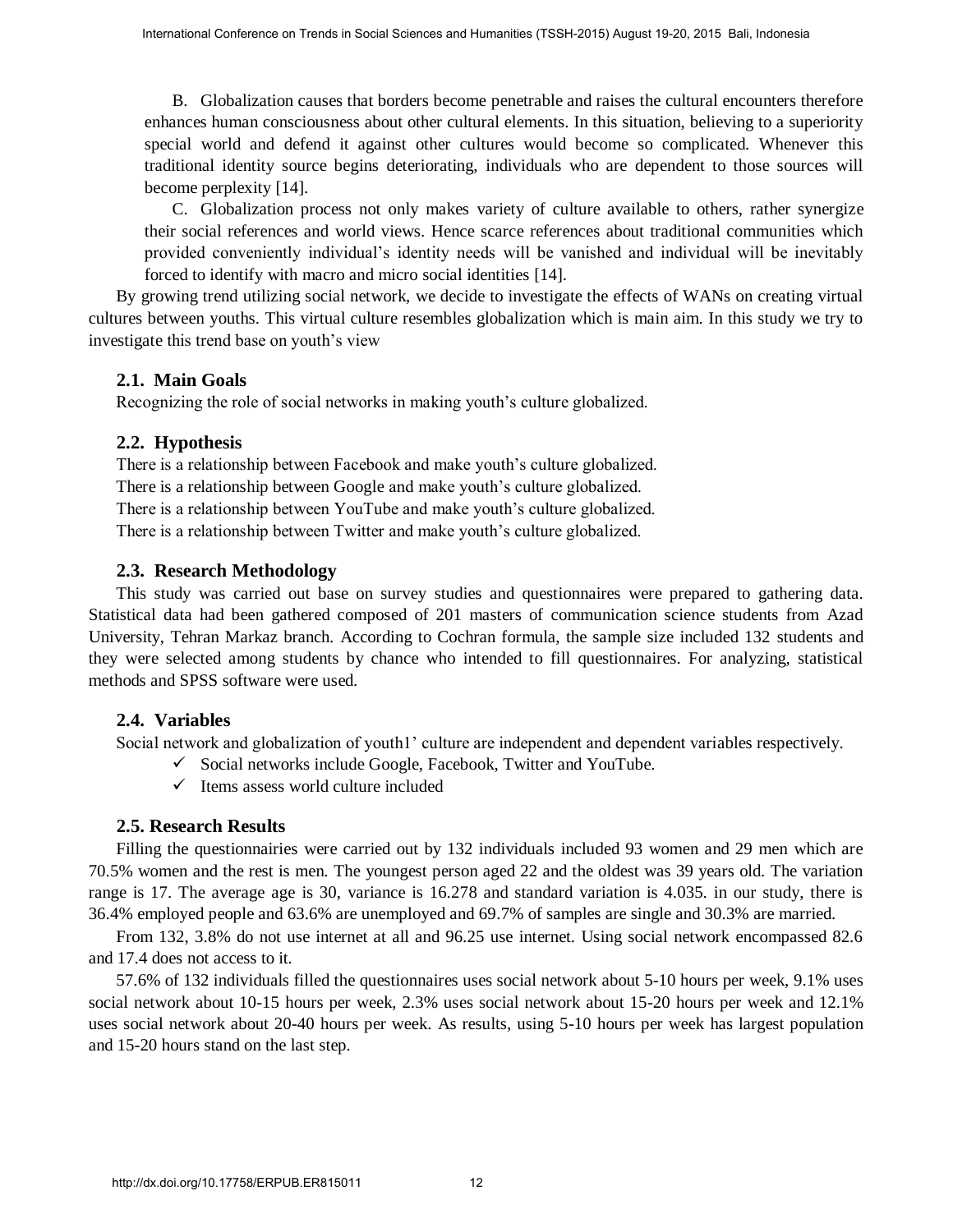B. Globalization causes that borders become penetrable and raises the cultural encounters therefore enhances human consciousness about other cultural elements. In this situation, believing to a superiority special world and defend it against other cultures would become so complicated. Whenever this traditional identity source begins deteriorating, individuals who are dependent to those sources will become perplexity [14].

C. Globalization process not only makes variety of culture available to others, rather synergize their social references and world views. Hence scarce references about traditional communities which provided conveniently individual's identity needs will be vanished and individual will be inevitably forced to identify with macro and micro social identities [14].

By growing trend utilizing social network, we decide to investigate the effects of WANs on creating virtual cultures between youths. This virtual culture resembles globalization which is main aim. In this study we try to investigate this trend base on youth's view

### 2.1. Main Goals

Recognizing the role of social networks in making youth's culture globalized.

### 2.2. Hypothesis

There is a relationship between Facebook and make youth's culture globalized.
There is a relationship between Google and make youth's culture globalized.
There is a relationship between YouTube and make youth's culture globalized.
There is a relationship between Twitter and make youth's culture globalized.

### 2.3. Research Methodology

This study was carried out base on survey studies and questionnaires were prepared to gathering data. Statistical data had been gathered composed of 201 masters of communication science students from Azad University, Tehran Markaz branch. According to Cochran formula, the sample size included 132 students and they were selected among students by chance who intended to fill questionnaires. For analyzing, statistical methods and SPSS software were used.

### 2.4. Variables

Social network and globalization of youth1' culture are independent and dependent variables respectively.

- ✓ Social networks include Google, Facebook, Twitter and YouTube.
- ✓ Items assess world culture included

### 2.5. Research Results

Filling the questionnairies were carried out by 132 individuals included 93 women and 29 men which are 70.5% women and the rest is men. The youngest person aged 22 and the oldest was 39 years old. The variation range is 17. The average age is 30, variance is 16.278 and standard variation is 4.035. in our study, there is 36.4% employed people and 63.6% are unemployed and 69.7% of samples are single and 30.3% are married.

From 132, 3.8% do not use internet at all and 96.25 use internet. Using social network encompassed 82.6 and 17.4 does not access to it.

57.6% of 132 individuals filled the questionnaires uses social network about 5-10 hours per week, 9.1% uses social network about 10-15 hours per week, 2.3% uses social network about 15-20 hours per week and 12.1% uses social network about 20-40 hours per week. As results, using 5-10 hours per week has largest population and 15-20 hours stand on the last step.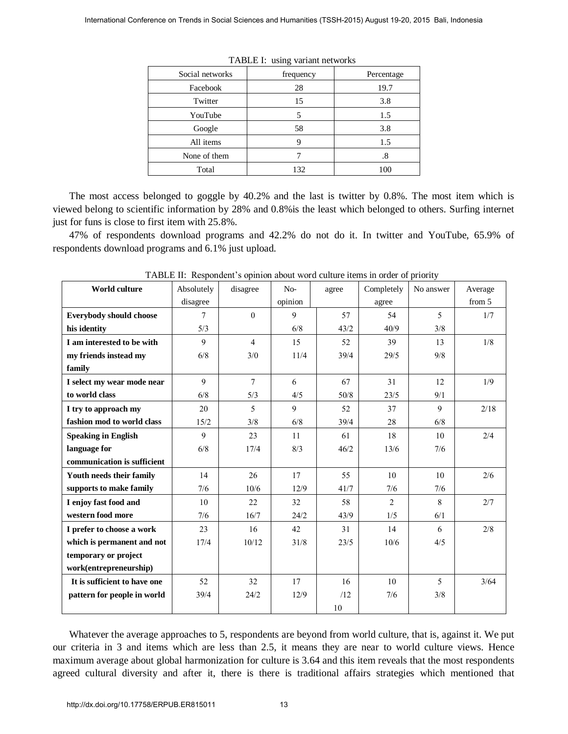TABLE I: using variant networks

| Social networks | frequency | Percentage |
|---|---|---|
| Facebook | 28 | 19.7 |
| Twitter | 15 | 3.8 |
| YouTube | 5 | 1.5 |
| Google | 58 | 3.8 |
| All items | 9 | 1.5 |
| None of them | 7 | .8 |
| Total | 132 | 100 |

The most access belonged to goggle by 40.2% and the last is twitter by 0.8%. The most item which is viewed belong to scientific information by 28% and 0.8%is the least which belonged to others. Surfing internet just for funs is close to first item with 25.8%.

47% of respondents download programs and 42.2% do not do it. In twitter and YouTube, 65.9% of respondents download programs and 6.1% just upload.

TABLE II: Respondent's opinion about word culture items in order of priority

| World culture | Absolutely disagree | disagree | No-opinion | agree | Completely agree | No answer | Average from 5 |
|---|---|---|---|---|---|---|---|
| **Everybody should choose his identity** | 7<br>5/3 | 0 | 9<br>6/8 | 57<br>43/2 | 54<br>40/9 | 5<br>3/8 | 1/7 |
| **I am interested to be with my friends instead my family** | 9<br>6/8 | 4<br>3/0 | 15<br>11/4 | 52<br>39/4 | 39<br>29/5 | 13<br>9/8 | 1/8 |
| **I select my wear mode near to world class** | 9<br>6/8 | 7<br>5/3 | 6<br>4/5 | 67<br>50/8 | 31<br>23/5 | 12<br>9/1 | 1/9 |
| **I try to approach my fashion mod to world class** | 20<br>15/2 | 5<br>3/8 | 9<br>6/8 | 52<br>39/4 | 37<br>28 | 9<br>6/8 | 2/18 |
| **Speaking in English language for communication is sufficient** | 9<br>6/8 | 23<br>17/4 | 11<br>8/3 | 61<br>46/2 | 18<br>13/6 | 10<br>7/6 | 2/4 |
| **Youth needs their family supports to make family** | 14<br>7/6 | 26<br>10/6 | 17<br>12/9 | 55<br>41/7 | 10<br>7/6 | 10<br>7/6 | 2/6 |
| **I enjoy fast food and western food more** | 10<br>7/6 | 22<br>16/7 | 32<br>24/2 | 58<br>43/9 | 2<br>1/5 | 8<br>6/1 | 2/7 |
| **I prefer to choose a work which is permanent and not temporary or project work(entrepreneurship)** | 23<br>17/4 | 16<br>10/12 | 42<br>31/8 | 31<br>23/5 | 14<br>10/6 | 6<br>4/5 | 2/8 |
| **It is sufficient to have one pattern for people in world** | 52<br>39/4 | 32<br>24/2 | 17<br>12/9 | 16<br>/12<br>10 | 10<br>7/6 | 5<br>3/8 | 3/64 |

Whatever the average approaches to 5, respondents are beyond from world culture, that is, against it. We put our criteria in 3 and items which are less than 2.5, it means they are near to world culture views. Hence maximum average about global harmonization for culture is 3.64 and this item reveals that the most respondents agreed cultural diversity and after it, there is there is traditional affairs strategies which mentioned that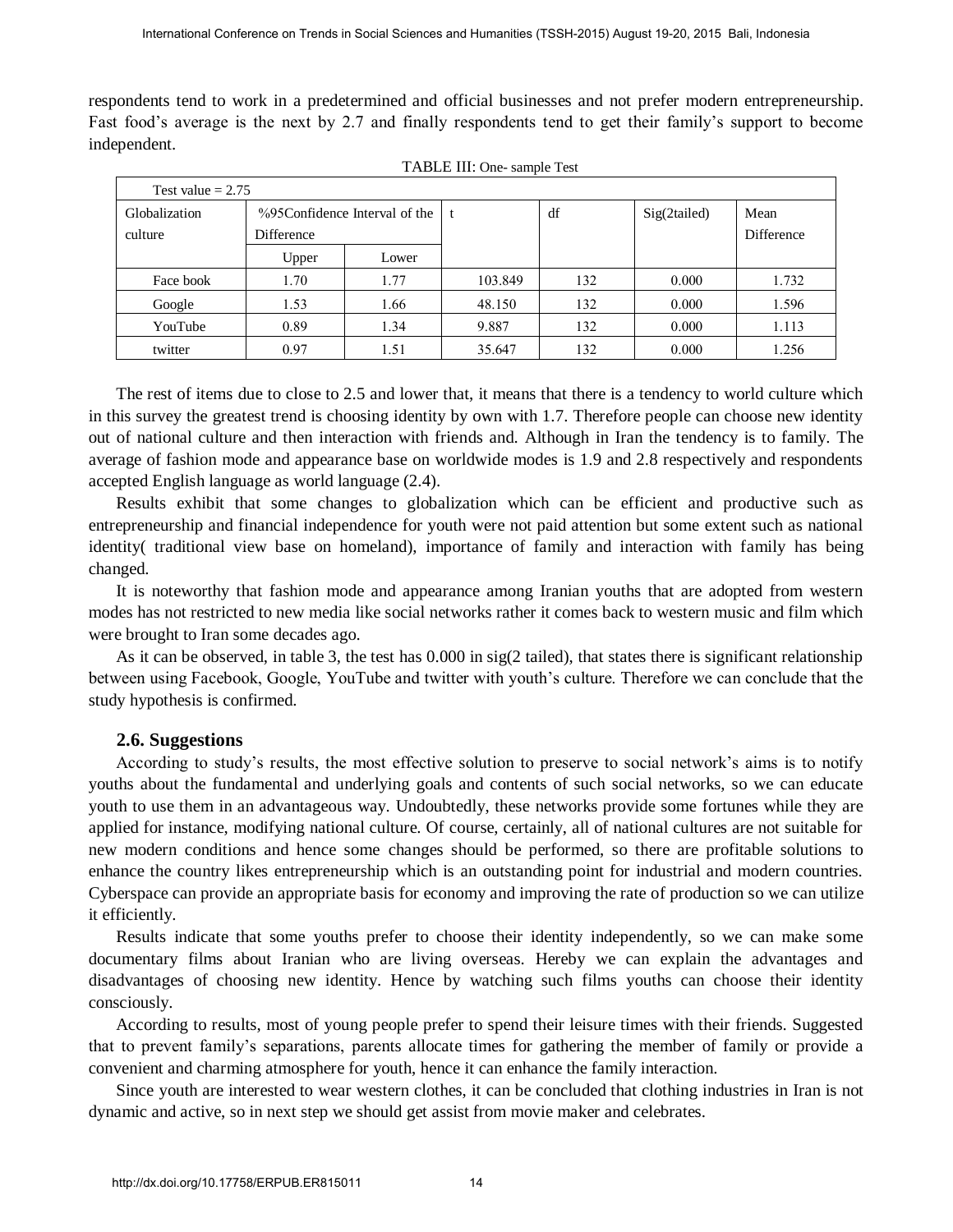respondents tend to work in a predetermined and official businesses and not prefer modern entrepreneurship. Fast food's average is the next by 2.7 and finally respondents tend to get their family's support to become independent.

TABLE III: One- sample Test

| Test value = 2.75 | | | | | | |
|---|---|---|---|---|---|---|
| Globalization culture | %95Confidence Interval of the Difference | | t | df | Sig(2tailed) | Mean Difference |
| | Upper | Lower | | | | |
| Face book | 1.70 | 1.77 | 103.849 | 132 | 0.000 | 1.732 |
| Google | 1.53 | 1.66 | 48.150 | 132 | 0.000 | 1.596 |
| YouTube | 0.89 | 1.34 | 9.887 | 132 | 0.000 | 1.113 |
| twitter | 0.97 | 1.51 | 35.647 | 132 | 0.000 | 1.256 |

The rest of items due to close to 2.5 and lower that, it means that there is a tendency to world culture which in this survey the greatest trend is choosing identity by own with 1.7. Therefore people can choose new identity out of national culture and then interaction with friends and. Although in Iran the tendency is to family. The average of fashion mode and appearance base on worldwide modes is 1.9 and 2.8 respectively and respondents accepted English language as world language (2.4).

Results exhibit that some changes to globalization which can be efficient and productive such as entrepreneurship and financial independence for youth were not paid attention but some extent such as national identity( traditional view base on homeland), importance of family and interaction with family has being changed.

It is noteworthy that fashion mode and appearance among Iranian youths that are adopted from western modes has not restricted to new media like social networks rather it comes back to western music and film which were brought to Iran some decades ago.

As it can be observed, in table 3, the test has 0.000 in sig(2 tailed), that states there is significant relationship between using Facebook, Google, YouTube and twitter with youth's culture. Therefore we can conclude that the study hypothesis is confirmed.

### 2.6. Suggestions

According to study's results, the most effective solution to preserve to social network's aims is to notify youths about the fundamental and underlying goals and contents of such social networks, so we can educate youth to use them in an advantageous way. Undoubtedly, these networks provide some fortunes while they are applied for instance, modifying national culture. Of course, certainly, all of national cultures are not suitable for new modern conditions and hence some changes should be performed, so there are profitable solutions to enhance the country likes entrepreneurship which is an outstanding point for industrial and modern countries. Cyberspace can provide an appropriate basis for economy and improving the rate of production so we can utilize it efficiently.

Results indicate that some youths prefer to choose their identity independently, so we can make some documentary films about Iranian who are living overseas. Hereby we can explain the advantages and disadvantages of choosing new identity. Hence by watching such films youths can choose their identity consciously.

According to results, most of young people prefer to spend their leisure times with their friends. Suggested that to prevent family's separations, parents allocate times for gathering the member of family or provide a convenient and charming atmosphere for youth, hence it can enhance the family interaction.

Since youth are interested to wear western clothes, it can be concluded that clothing industries in Iran is not dynamic and active, so in next step we should get assist from movie maker and celebrates.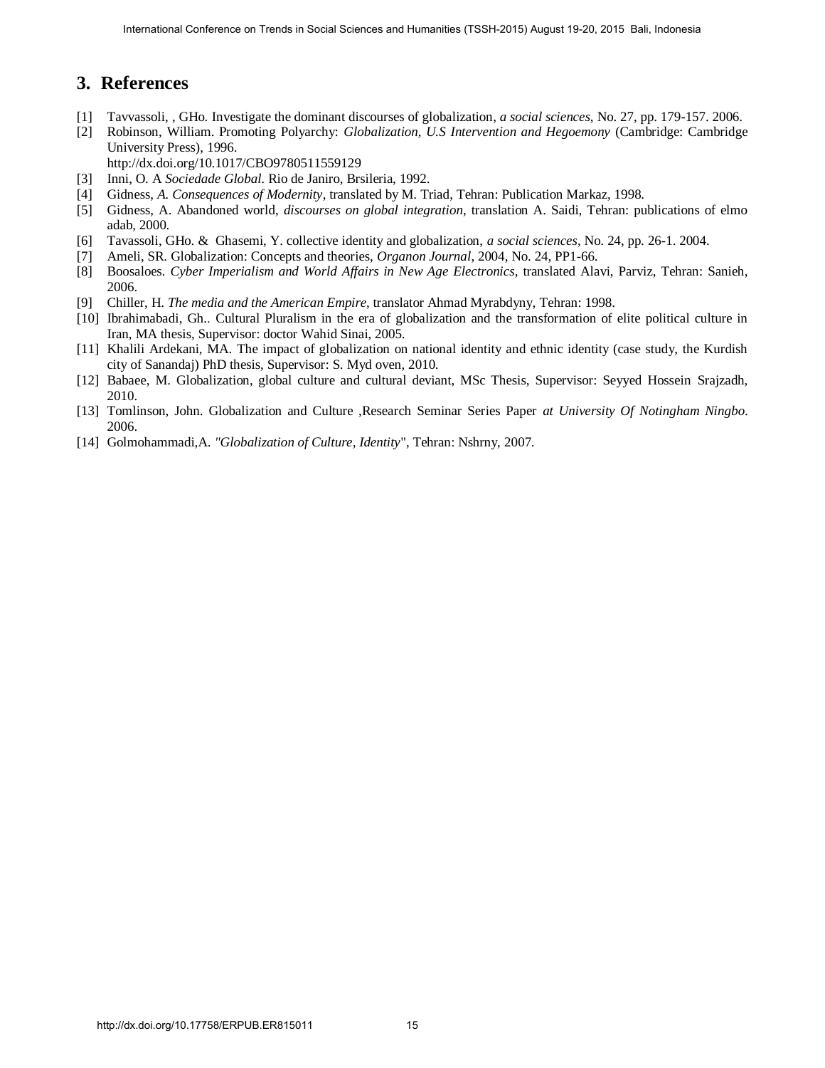## 3. References

[1] Tavvassoli, , GHo. Investigate the dominant discourses of globalization, *a social sciences*, No. 27, pp. 179-157. 2006.

[2] Robinson, William. Promoting Polyarchy: *Globalization, U.S Intervention and Hegoemony* (Cambridge: Cambridge University Press), 1996. http://dx.doi.org/10.1017/CBO9780511559129

[3] Inni, O. A *Sociedade Global*. Rio de Janiro, Brsileria, 1992.

[4] Gidness, *A. Consequences of Modernity*, translated by M. Triad, Tehran: Publication Markaz, 1998.

[5] Gidness, A. Abandoned world, *discourses on global integration*, translation A. Saidi, Tehran: publications of elmo adab, 2000.

[6] Tavassoli, GHo. & Ghasemi, Y. collective identity and globalization, *a social sciences*, No. 24, pp. 26-1. 2004.

[7] Ameli, SR. Globalization: Concepts and theories, *Organon Journal*, 2004, No. 24, PP1-66.

[8] Boosaloes. *Cyber Imperialism and World Affairs in New Age Electronics*, translated Alavi, Parviz, Tehran: Sanieh, 2006.

[9] Chiller, H. *The media and the American Empire*, translator Ahmad Myrabdyny, Tehran: 1998.

[10] Ibrahimabadi, Gh.. Cultural Pluralism in the era of globalization and the transformation of elite political culture in Iran, MA thesis, Supervisor: doctor Wahid Sinai, 2005.

[11] Khalili Ardekani, MA. The impact of globalization on national identity and ethnic identity (case study, the Kurdish city of Sanandaj) PhD thesis, Supervisor: S. Myd oven, 2010.

[12] Babaee, M. Globalization, global culture and cultural deviant, MSc Thesis, Supervisor: Seyyed Hossein Srajzadh, 2010.

[13] Tomlinson, John. Globalization and Culture ,Research Seminar Series Paper *at University Of Notingham Ningbo*. 2006.

[14] Golmohammadi,A. *"Globalization of Culture, Identity*", Tehran: Nshrny, 2007.